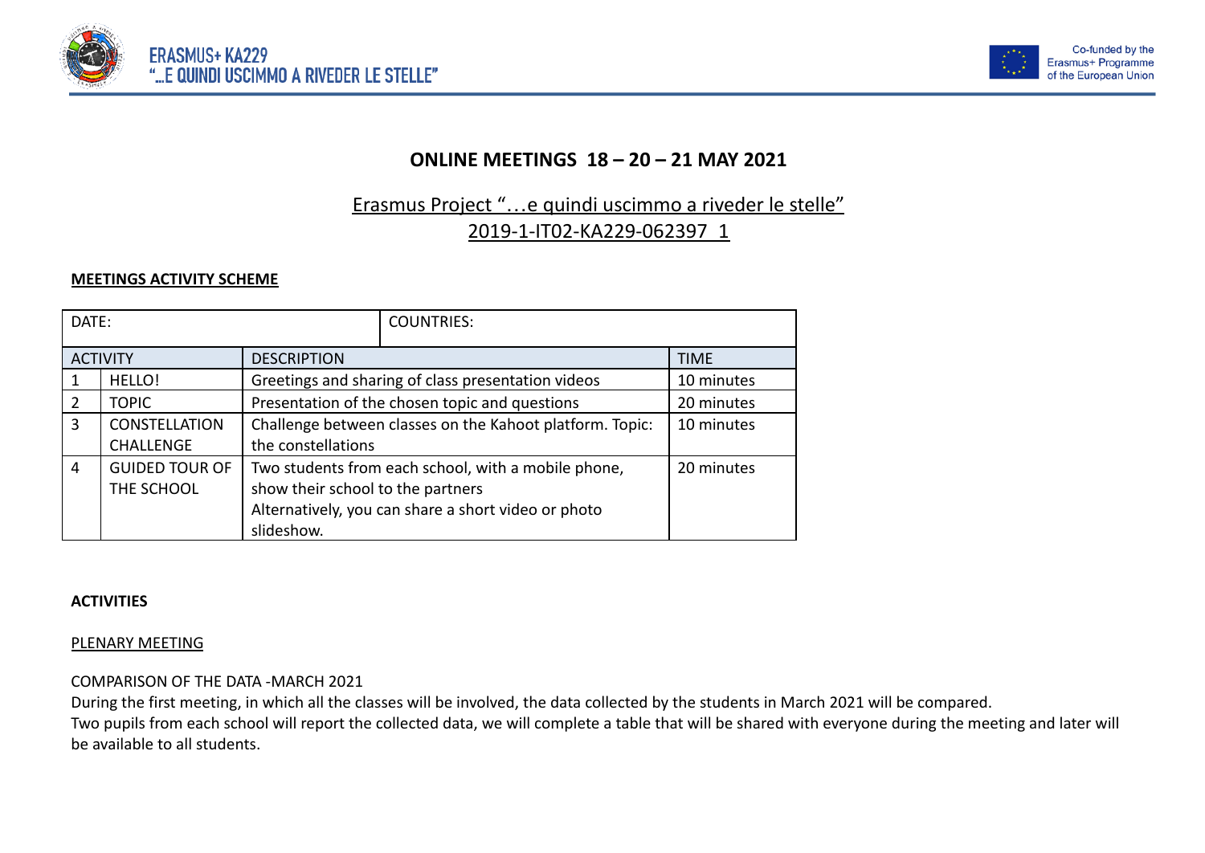# ONLINE MEETINGS 18 – 20 – 21 MAY 2021

## Erasmus Project "…e quindi uscimmo a riveder le stelle"
## 2019-1-IT02-KA229-062397_1

**MEETINGS ACTIVITY SCHEME**

| DATE: | | COUNTRIES: | |
|---|---|---|---|
| ACTIVITY | | DESCRIPTION | TIME |
| 1 | HELLO! | Greetings and sharing of class presentation videos | 10 minutes |
| 2 | TOPIC | Presentation of the chosen topic and questions | 20 minutes |
| 3 | CONSTELLATION CHALLENGE | Challenge between classes on the Kahoot platform. Topic: the constellations | 10 minutes |
| 4 | GUIDED TOUR OF THE SCHOOL | Two students from each school, with a mobile phone, show their school to the partners<br>Alternatively, you can share a short video or photo slideshow. | 20 minutes |

**ACTIVITIES**

PLENARY MEETING

COMPARISON OF THE DATA -MARCH 2021

During the first meeting, in which all the classes will be involved, the data collected by the students in March 2021 will be compared.

Two pupils from each school will report the collected data, we will complete a table that will be shared with everyone during the meeting and later will be available to all students.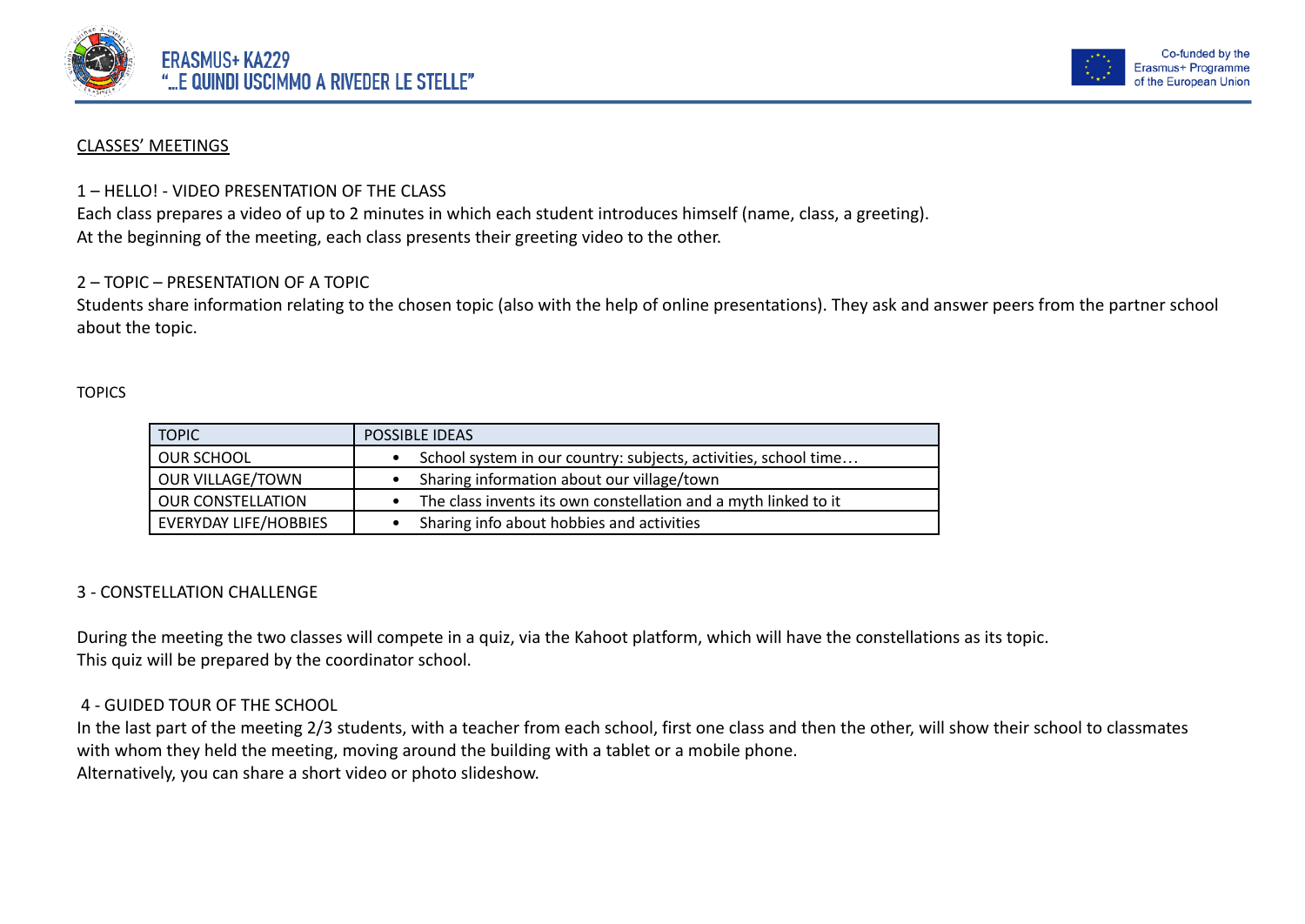CLASSES' MEETINGS

1 – HELLO! - VIDEO PRESENTATION OF THE CLASS

Each class prepares a video of up to 2 minutes in which each student introduces himself (name, class, a greeting).
At the beginning of the meeting, each class presents their greeting video to the other.

2 – TOPIC – PRESENTATION OF A TOPIC

Students share information relating to the chosen topic (also with the help of online presentations). They ask and answer peers from the partner school about the topic.

TOPICS

| TOPIC | POSSIBLE IDEAS |
|---|---|
| OUR SCHOOL | • School system in our country: subjects, activities, school time… |
| OUR VILLAGE/TOWN | • Sharing information about our village/town |
| OUR CONSTELLATION | • The class invents its own constellation and a myth linked to it |
| EVERYDAY LIFE/HOBBIES | • Sharing info about hobbies and activities |

3 - CONSTELLATION CHALLENGE

During the meeting the two classes will compete in a quiz, via the Kahoot platform, which will have the constellations as its topic.
This quiz will be prepared by the coordinator school.

4 - GUIDED TOUR OF THE SCHOOL

In the last part of the meeting 2/3 students, with a teacher from each school, first one class and then the other, will show their school to classmates with whom they held the meeting, moving around the building with a tablet or a mobile phone.
Alternatively, you can share a short video or photo slideshow.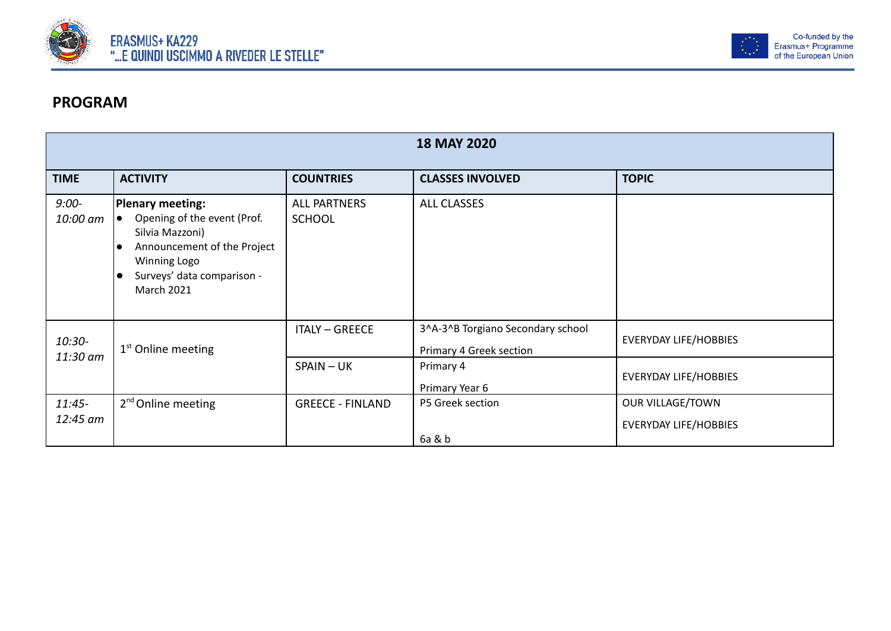## PROGRAM

| 18 MAY 2020 | | | | |
|---|---|---|---|---|
| **TIME** | **ACTIVITY** | **COUNTRIES** | **CLASSES INVOLVED** | **TOPIC** |
| *9:00-10:00 am* | **Plenary meeting:**<br>● Opening of the event (Prof. Silvia Mazzoni)<br>● Announcement of the Project Winning Logo<br>● Surveys' data comparison - March 2021 | ALL PARTNERS SCHOOL | ALL CLASSES | |
| *10:30-11:30 am* | 1st Online meeting | ITALY – GREECE | 3^A-3^B Torgiano Secondary school<br>Primary 4 Greek section | EVERYDAY LIFE/HOBBIES |
| | | SPAIN – UK | Primary 4<br>Primary Year 6 | EVERYDAY LIFE/HOBBIES |
| *11:45-12:45 am* | 2nd Online meeting | GREECE - FINLAND | P5 Greek section<br>6a & b | OUR VILLAGE/TOWN<br>EVERYDAY LIFE/HOBBIES |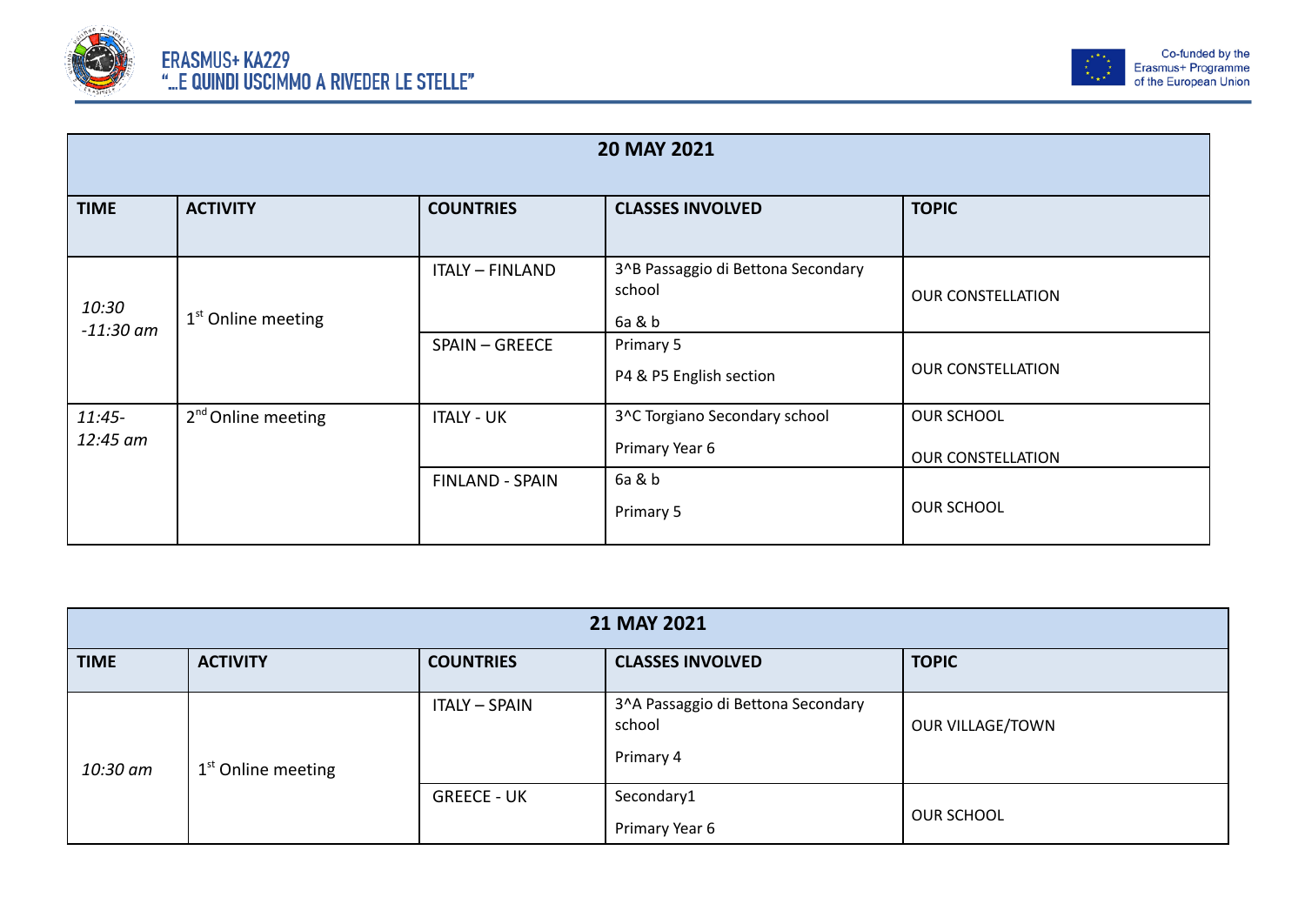| 20 MAY 2021 | | | | |
|---|---|---|---|---|
| **TIME** | **ACTIVITY** | **COUNTRIES** | **CLASSES INVOLVED** | **TOPIC** |
| *10:30 -11:30 am* | 1st Online meeting | ITALY – FINLAND | 3^B Passaggio di Bettona Secondary school<br>6a & b | OUR CONSTELLATION |
| | | SPAIN – GREECE | Primary 5<br>P4 & P5 English section | OUR CONSTELLATION |
| *11:45- 12:45 am* | 2nd Online meeting | ITALY - UK | 3^C Torgiano Secondary school<br>Primary Year 6 | OUR SCHOOL<br>OUR CONSTELLATION |
| | | FINLAND - SPAIN | 6a & b<br>Primary 5 | OUR SCHOOL |

| 21 MAY 2021 | | | | |
|---|---|---|---|---|
| **TIME** | **ACTIVITY** | **COUNTRIES** | **CLASSES INVOLVED** | **TOPIC** |
| *10:30 am* | 1st Online meeting | ITALY – SPAIN | 3^A Passaggio di Bettona Secondary school<br>Primary 4 | OUR VILLAGE/TOWN |
| | | GREECE - UK | Secondary1<br>Primary Year 6 | OUR SCHOOL |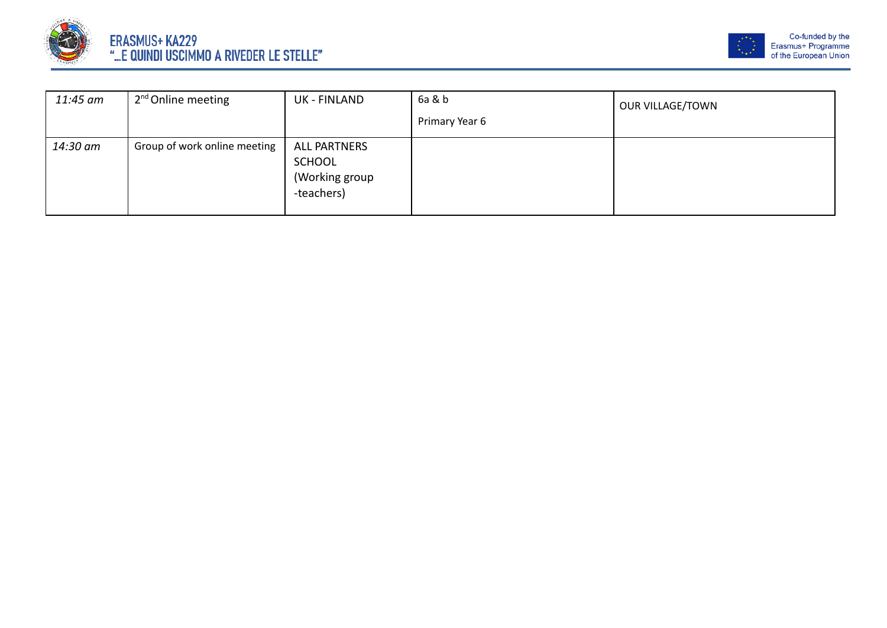| | | | | |
|---|---|---|---|---|
| *11:45 am* | 2nd Online meeting | UK - FINLAND | 6a & b<br><br>Primary Year 6 | OUR VILLAGE/TOWN |
| *14:30 am* | Group of work online meeting | ALL PARTNERS SCHOOL (Working group -teachers) | | |